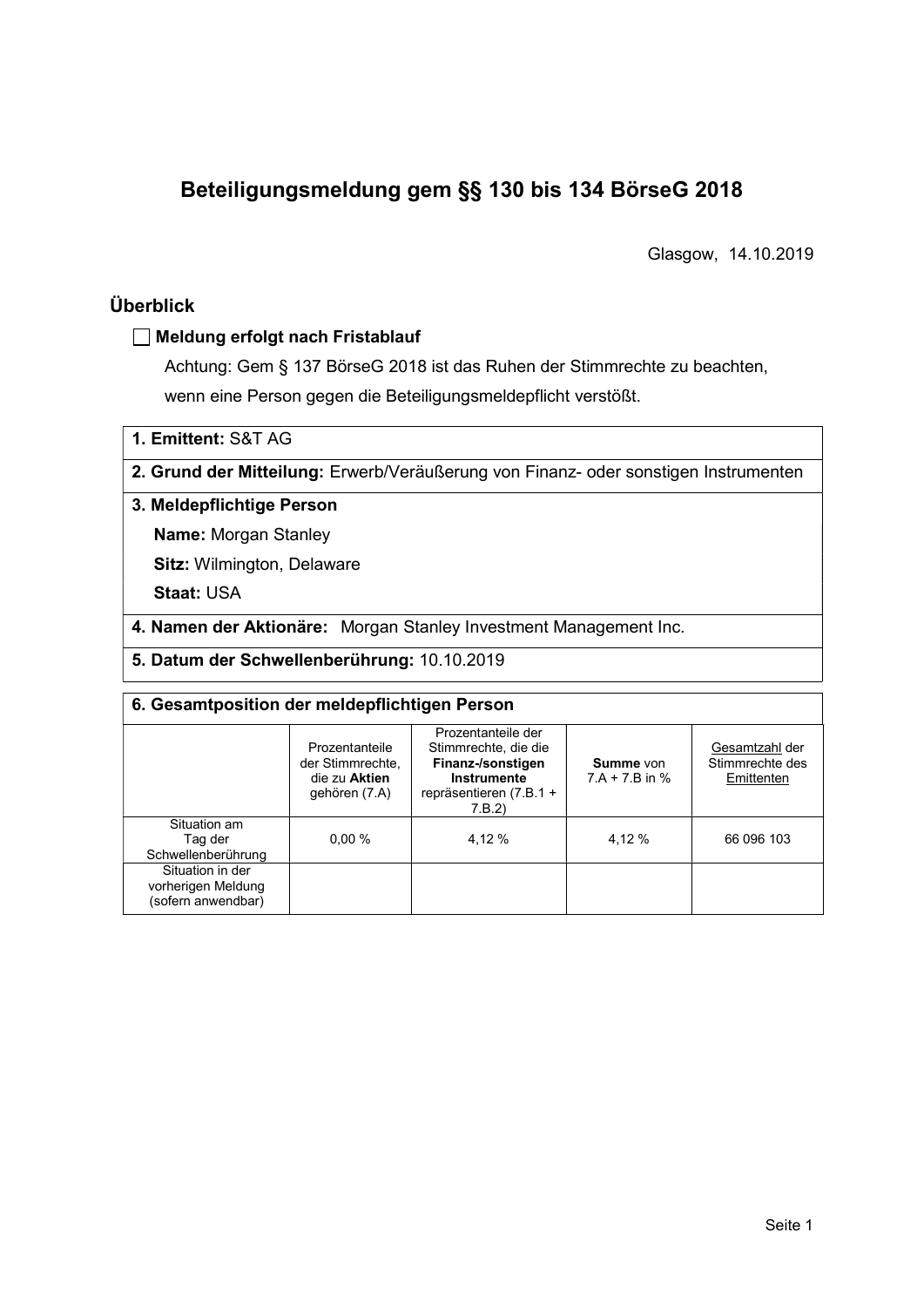# Beteiligungsmeldung gem §§ 130 bis 134 BörseG 2018

Glasgow, 14.10.2019

## Überblick

☐ **Meldung erfolgt nach Fristablauf**

Achtung: Gem § 137 BörseG 2018 ist das Ruhen der Stimmrechte zu beachten, wenn eine Person gegen die Beteiligungsmeldepflicht verstößt.

**1. Emittent:** S&T AG

**2. Grund der Mitteilung:** Erwerb/Veräußerung von Finanz- oder sonstigen Instrumenten

**3. Meldepflichtige Person**

**Name:** Morgan Stanley

**Sitz:** Wilmington, Delaware

**Staat:** USA

**4. Namen der Aktionäre:** Morgan Stanley Investment Management Inc.

**5. Datum der Schwellenberührung:** 10.10.2019

**6. Gesamtposition der meldepflichtigen Person**

| | Prozentanteile der Stimmrechte, die zu **Aktien** gehören (7.A) | Prozentanteile der Stimmrechte, die die **Finanz-/sonstigen Instrumente** repräsentieren (7.B.1 + 7.B.2) | **Summe** von 7.A + 7.B in % | Gesamtzahl der Stimmrechte des Emittenten |
|---|---|---|---|---|
| Situation am Tag der Schwellenberührung | 0,00 % | 4,12 % | 4,12 % | 66 096 103 |
| Situation in der vorherigen Meldung (sofern anwendbar) | | | | |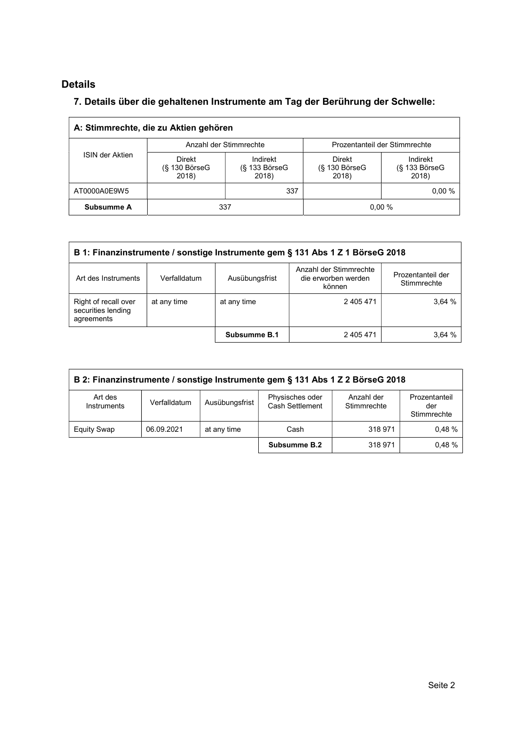## Details

### 7. Details über die gehaltenen Instrumente am Tag der Berührung der Schwelle:

| A: Stimmrechte, die zu Aktien gehören | | | | |
|---|---|---|---|---|
| ISIN der Aktien | Anzahl der Stimmrechte | | Prozentanteil der Stimmrechte | |
| | Direkt (§ 130 BörseG 2018) | Indirekt (§ 133 BörseG 2018) | Direkt (§ 130 BörseG 2018) | Indirekt (§ 133 BörseG 2018) |
| AT0000A0E9W5 | | 337 | | 0,00 % |
| **Subsumme A** | 337 | | 0,00 % | |

| B 1: Finanzinstrumente / sonstige Instrumente gem § 131 Abs 1 Z 1 BörseG 2018 | | | | |
|---|---|---|---|---|
| Art des Instruments | Verfalldatum | Ausübungsfrist | Anzahl der Stimmrechte die erworben werden können | Prozentanteil der Stimmrechte |
| Right of recall over securities lending agreements | at any time | at any time | 2 405 471 | 3,64 % |
| | | **Subsumme B.1** | 2 405 471 | 3,64 % |

| B 2: Finanzinstrumente / sonstige Instrumente gem § 131 Abs 1 Z 2 BörseG 2018 | | | | | |
|---|---|---|---|---|---|
| Art des Instruments | Verfalldatum | Ausübungsfrist | Physisches oder Cash Settlement | Anzahl der Stimmrechte | Prozentanteil der Stimmrechte |
| Equity Swap | 06.09.2021 | at any time | Cash | 318 971 | 0,48 % |
| | | | **Subsumme B.2** | 318 971 | 0,48 % |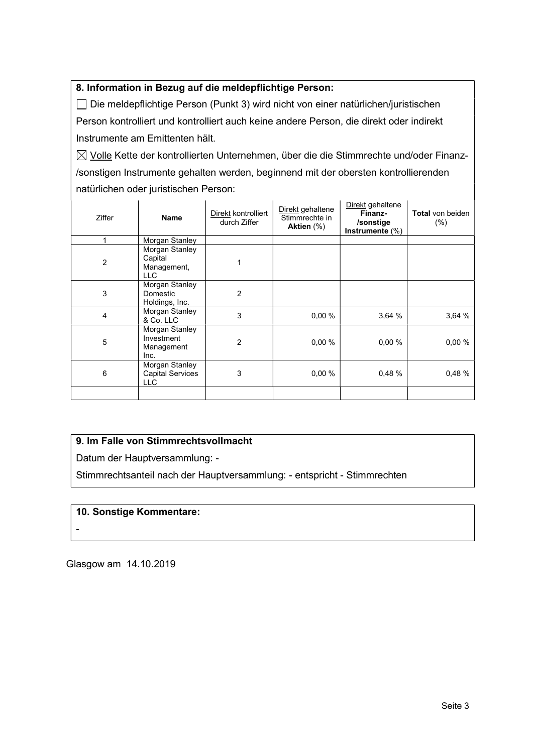**8. Information in Bezug auf die meldepflichtige Person:**

☐ Die meldepflichtige Person (Punkt 3) wird nicht von einer natürlichen/juristischen Person kontrolliert und kontrolliert auch keine andere Person, die direkt oder indirekt Instrumente am Emittenten hält.

☒ Volle Kette der kontrollierten Unternehmen, über die die Stimmrechte und/oder Finanz-/sonstigen Instrumente gehalten werden, beginnend mit der obersten kontrollierenden natürlichen oder juristischen Person:

| Ziffer | Name | Direkt kontrolliert durch Ziffer | Direkt gehaltene Stimmrechte in **Aktien** (%) | Direkt gehaltene **Finanz-/sonstige Instrumente** (%) | **Total** von beiden (%) |
|---|---|---|---|---|---|
| 1 | Morgan Stanley | | | | |
| 2 | Morgan Stanley Capital Management, LLC | 1 | | | |
| 3 | Morgan Stanley Domestic Holdings, Inc. | 2 | | | |
| 4 | Morgan Stanley & Co. LLC | 3 | 0,00 % | 3,64 % | 3,64 % |
| 5 | Morgan Stanley Investment Management Inc. | 2 | 0,00 % | 0,00 % | 0,00 % |
| 6 | Morgan Stanley Capital Services LLC | 3 | 0,00 % | 0,48 % | 0,48 % |
| | | | | | |

**9. Im Falle von Stimmrechtsvollmacht**

Datum der Hauptversammlung: -

Stimmrechtsanteil nach der Hauptversammlung: - entspricht - Stimmrechten

**10. Sonstige Kommentare:**

-

Glasgow am 14.10.2019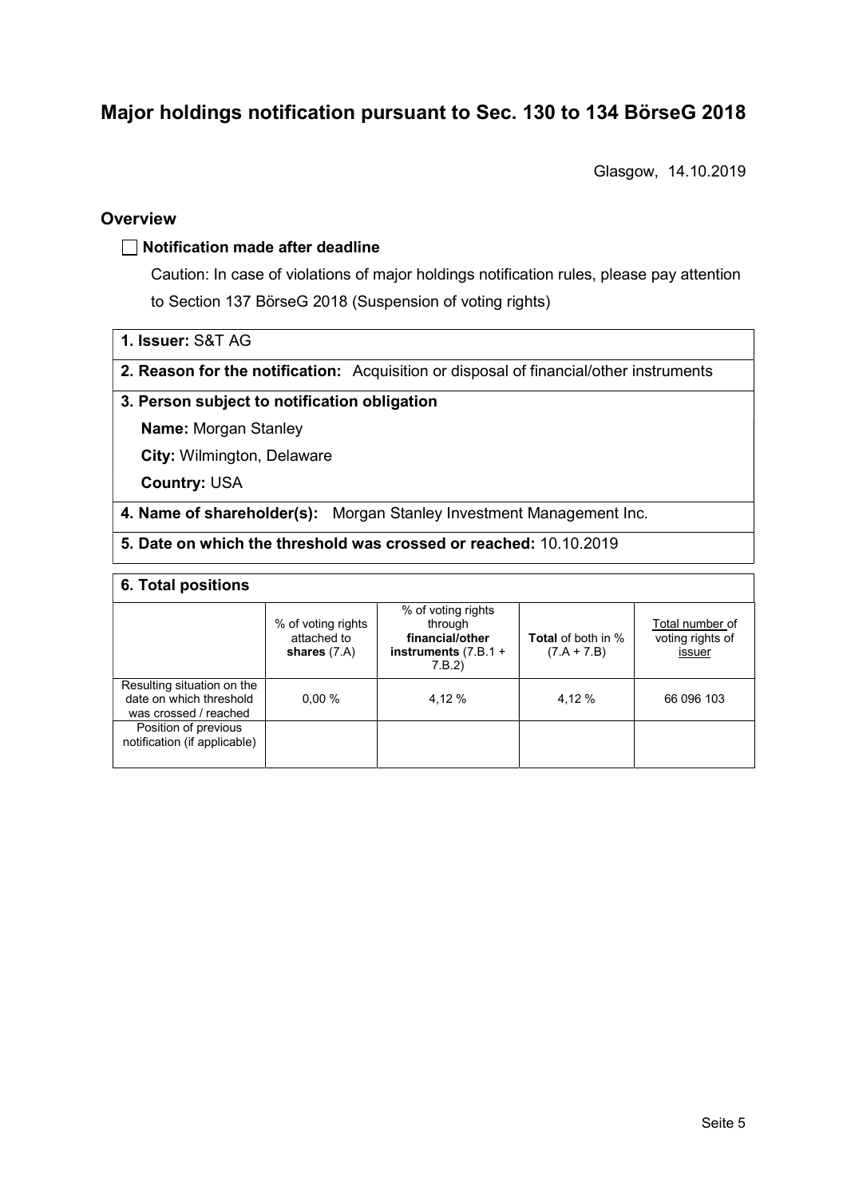# Major holdings notification pursuant to Sec. 130 to 134 BörseG 2018

Glasgow, 14.10.2019

## Overview

☐ **Notification made after deadline**

Caution: In case of violations of major holdings notification rules, please pay attention to Section 137 BörseG 2018 (Suspension of voting rights)

**1. Issuer:** S&T AG

**2. Reason for the notification:** Acquisition or disposal of financial/other instruments

**3. Person subject to notification obligation**

**Name:** Morgan Stanley

**City:** Wilmington, Delaware

**Country:** USA

**4. Name of shareholder(s):** Morgan Stanley Investment Management Inc.

**5. Date on which the threshold was crossed or reached:** 10.10.2019

**6. Total positions**

| | % of voting rights attached to **shares** (7.A) | % of voting rights through **financial/other instruments** (7.B.1 + 7.B.2) | **Total** of both in % (7.A + 7.B) | Total number of voting rights of issuer |
|---|---|---|---|---|
| Resulting situation on the date on which threshold was crossed / reached | 0,00 % | 4,12 % | 4,12 % | 66 096 103 |
| Position of previous notification (if applicable) | | | | |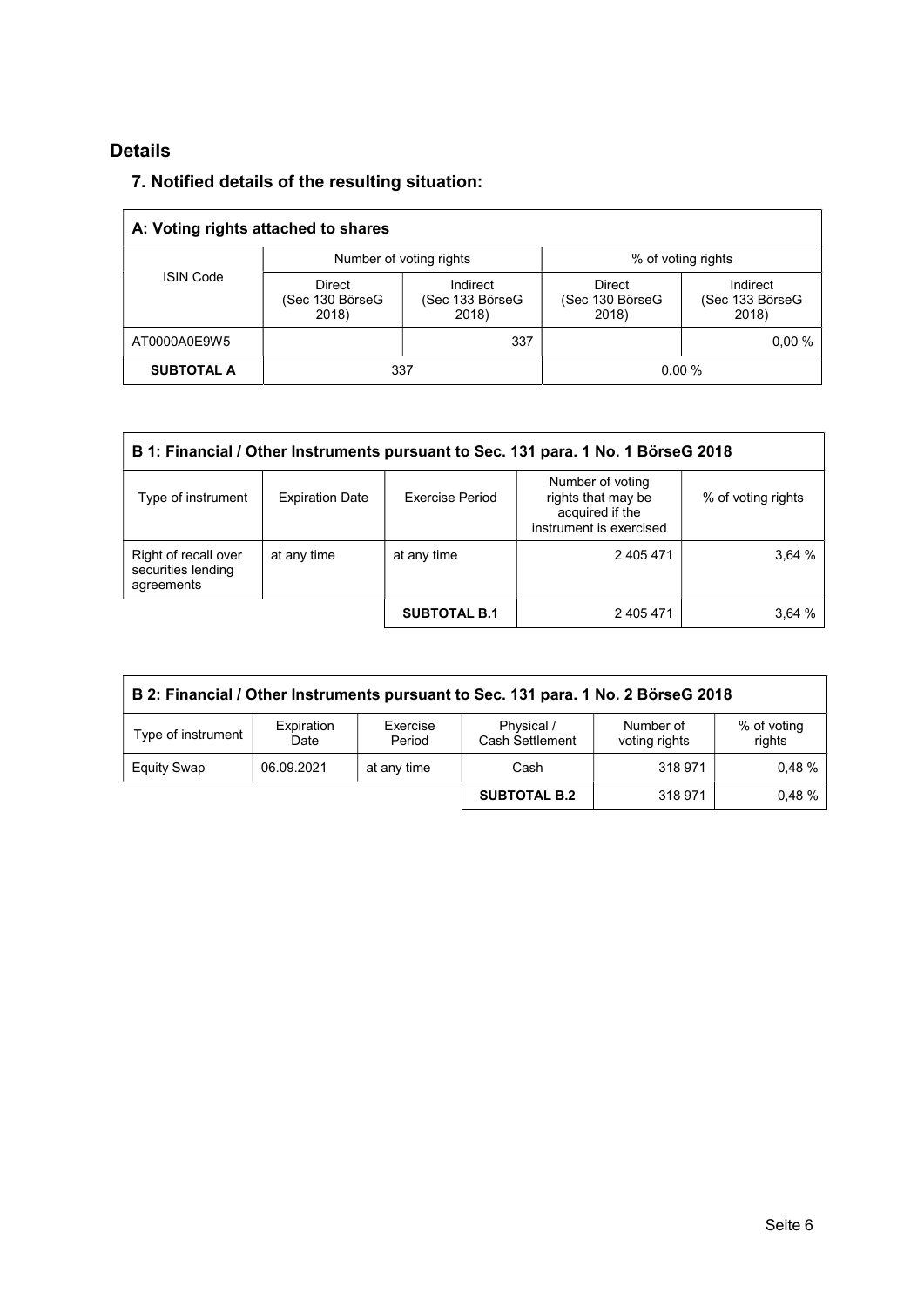## Details

### 7. Notified details of the resulting situation:

| A: Voting rights attached to shares | | | | |
|---|---|---|---|---|
| ISIN Code | Number of voting rights | | % of voting rights | |
| | Direct (Sec 130 BörseG 2018) | Indirect (Sec 133 BörseG 2018) | Direct (Sec 130 BörseG 2018) | Indirect (Sec 133 BörseG 2018) |
| AT0000A0E9W5 | | 337 | | 0,00 % |
| **SUBTOTAL A** | 337 | | 0,00 % | |

| B 1: Financial / Other Instruments pursuant to Sec. 131 para. 1 No. 1 BörseG 2018 | | | | |
|---|---|---|---|---|
| Type of instrument | Expiration Date | Exercise Period | Number of voting rights that may be acquired if the instrument is exercised | % of voting rights |
| Right of recall over securities lending agreements | at any time | at any time | 2 405 471 | 3,64 % |
| | | **SUBTOTAL B.1** | 2 405 471 | 3,64 % |

| B 2: Financial / Other Instruments pursuant to Sec. 131 para. 1 No. 2 BörseG 2018 | | | | | |
|---|---|---|---|---|---|
| Type of instrument | Expiration Date | Exercise Period | Physical / Cash Settlement | Number of voting rights | % of voting rights |
| Equity Swap | 06.09.2021 | at any time | Cash | 318 971 | 0,48 % |
| | | | **SUBTOTAL B.2** | 318 971 | 0,48 % |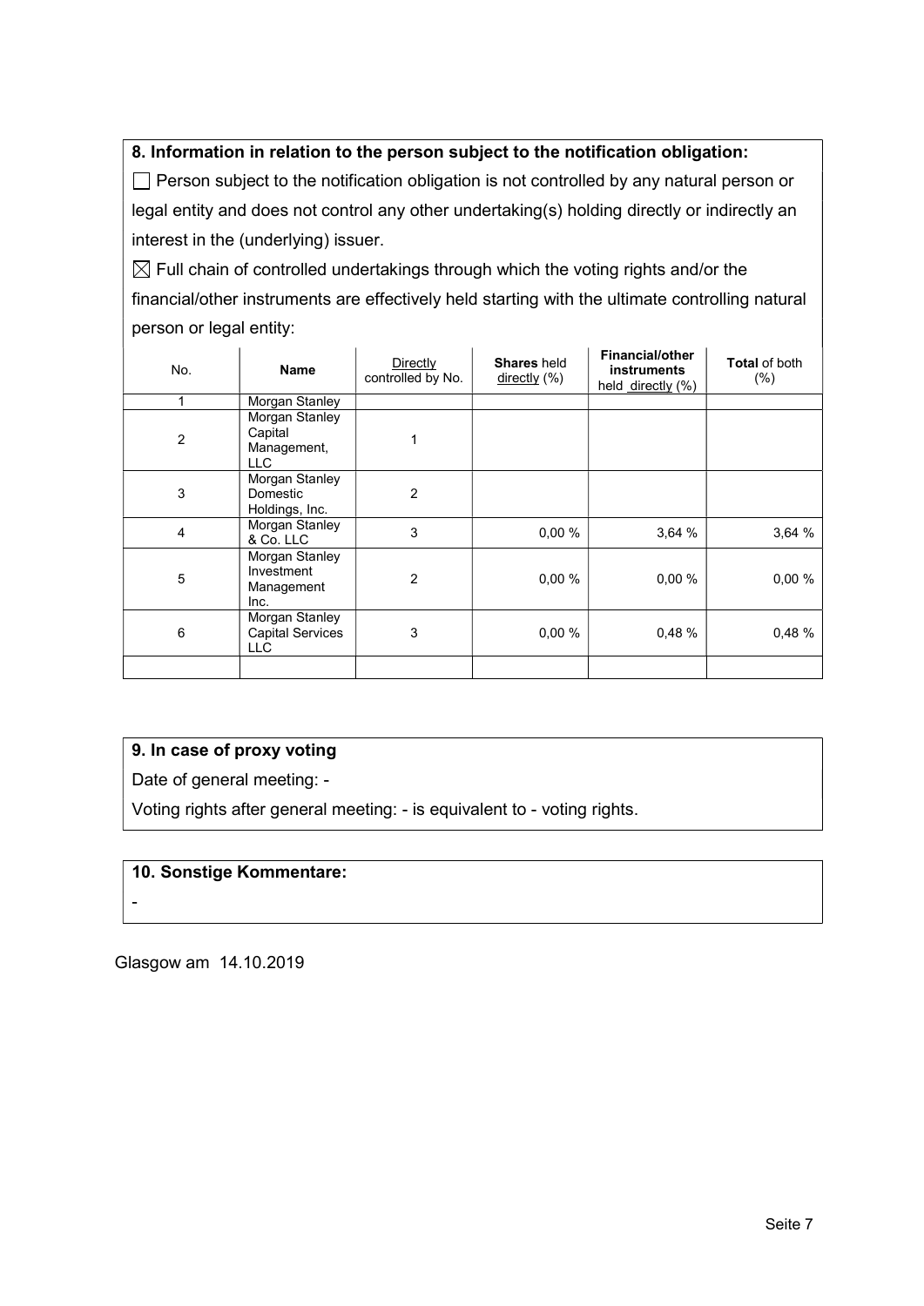### 8. Information in relation to the person subject to the notification obligation:

☐ Person subject to the notification obligation is not controlled by any natural person or legal entity and does not control any other undertaking(s) holding directly or indirectly an interest in the (underlying) issuer.

☒ Full chain of controlled undertakings through which the voting rights and/or the financial/other instruments are effectively held starting with the ultimate controlling natural person or legal entity:

| No. | Name | Directly controlled by No. | **Shares** held directly (%) | **Financial/other instruments** held directly (%) | **Total** of both (%) |
|---|---|---|---|---|---|
| 1 | Morgan Stanley | | | | |
| 2 | Morgan Stanley Capital Management, LLC | 1 | | | |
| 3 | Morgan Stanley Domestic Holdings, Inc. | 2 | | | |
| 4 | Morgan Stanley & Co. LLC | 3 | 0,00 % | 3,64 % | 3,64 % |
| 5 | Morgan Stanley Investment Management Inc. | 2 | 0,00 % | 0,00 % | 0,00 % |
| 6 | Morgan Stanley Capital Services LLC | 3 | 0,00 % | 0,48 % | 0,48 % |
| | | | | | |

### 9. In case of proxy voting

Date of general meeting: -

Voting rights after general meeting: - is equivalent to - voting rights.

### 10. Sonstige Kommentare:

-

Glasgow am 14.10.2019